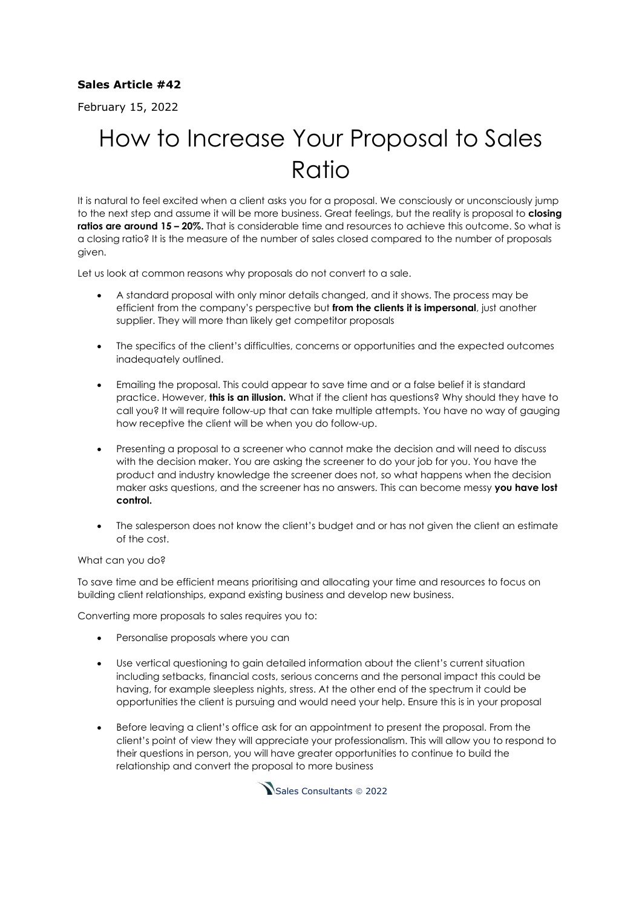**Sales Article #42**

February 15, 2022

# How to Increase Your Proposal to Sales Ratio

It is natural to feel excited when a client asks you for a proposal. We consciously or unconsciously jump to the next step and assume it will be more business. Great feelings, but the reality is proposal to **closing ratios are around 15 – 20%.** That is considerable time and resources to achieve this outcome. So what is a closing ratio? It is the measure of the number of sales closed compared to the number of proposals given.

Let us look at common reasons why proposals do not convert to a sale.

- A standard proposal with only minor details changed, and it shows. The process may be efficient from the company's perspective but **from the clients it is impersonal**, just another supplier. They will more than likely get competitor proposals

- The specifics of the client's difficulties, concerns or opportunities and the expected outcomes inadequately outlined.

- Emailing the proposal. This could appear to save time and or a false belief it is standard practice. However, **this is an illusion.** What if the client has questions? Why should they have to call you? It will require follow-up that can take multiple attempts. You have no way of gauging how receptive the client will be when you do follow-up.

- Presenting a proposal to a screener who cannot make the decision and will need to discuss with the decision maker. You are asking the screener to do your job for you. You have the product and industry knowledge the screener does not, so what happens when the decision maker asks questions, and the screener has no answers. This can become messy **you have lost control.**

- The salesperson does not know the client's budget and or has not given the client an estimate of the cost.

What can you do?

To save time and be efficient means prioritising and allocating your time and resources to focus on building client relationships, expand existing business and develop new business.

Converting more proposals to sales requires you to:

- Personalise proposals where you can

- Use vertical questioning to gain detailed information about the client's current situation including setbacks, financial costs, serious concerns and the personal impact this could be having, for example sleepless nights, stress. At the other end of the spectrum it could be opportunities the client is pursuing and would need your help. Ensure this is in your proposal

- Before leaving a client's office ask for an appointment to present the proposal. From the client's point of view they will appreciate your professionalism. This will allow you to respond to their questions in person, you will have greater opportunities to continue to build the relationship and convert the proposal to more business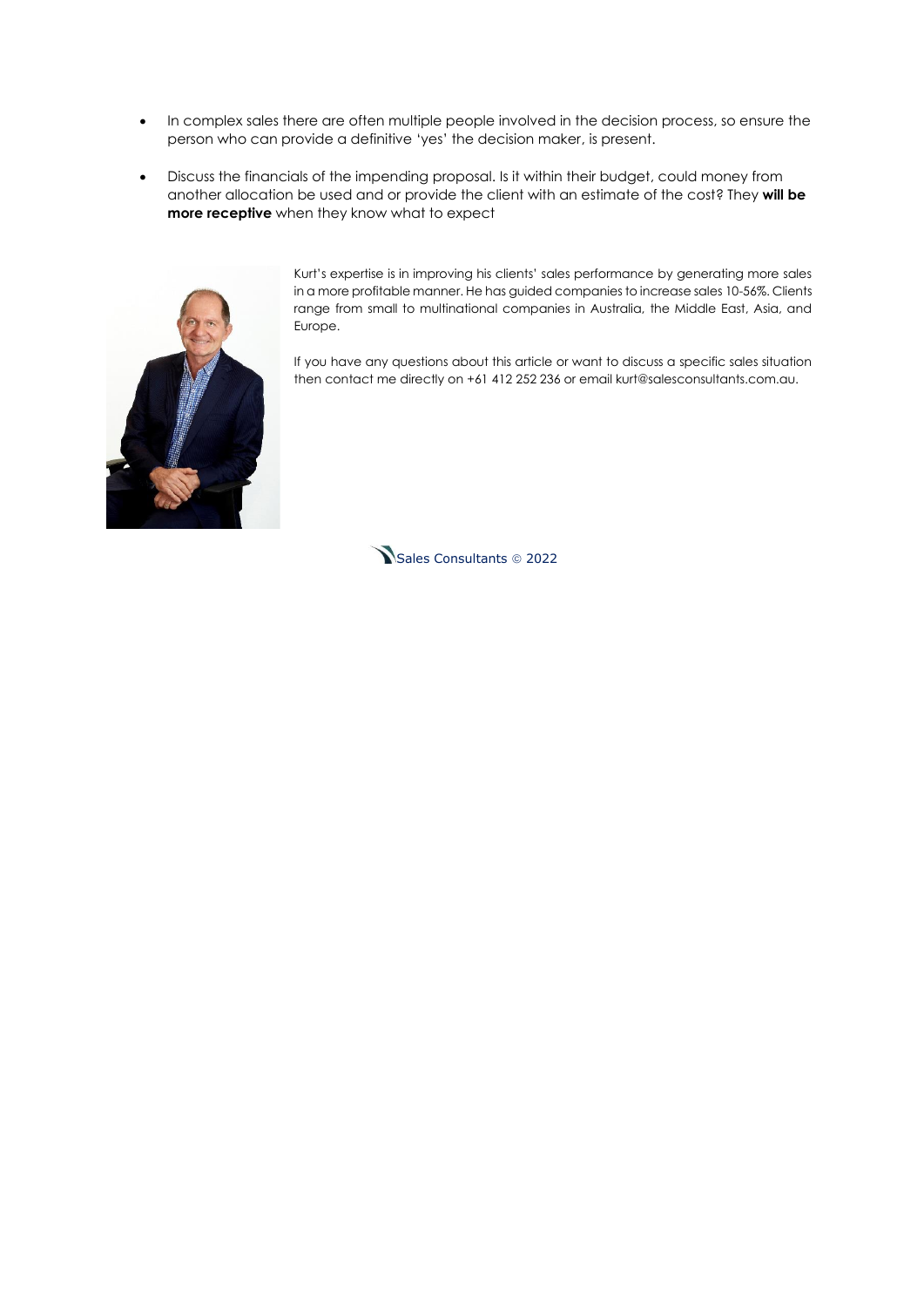- In complex sales there are often multiple people involved in the decision process, so ensure the person who can provide a definitive 'yes' the decision maker, is present.
- Discuss the financials of the impending proposal. Is it within their budget, could money from another allocation be used and or provide the client with an estimate of the cost? They **will be more receptive** when they know what to expect

Kurt's expertise is in improving his clients' sales performance by generating more sales in a more profitable manner. He has guided companies to increase sales 10-56%. Clients range from small to multinational companies in Australia, the Middle East, Asia, and Europe.

If you have any questions about this article or want to discuss a specific sales situation then contact me directly on +61 412 252 236 or email kurt@salesconsultants.com.au.

Sales Consultants © 2022